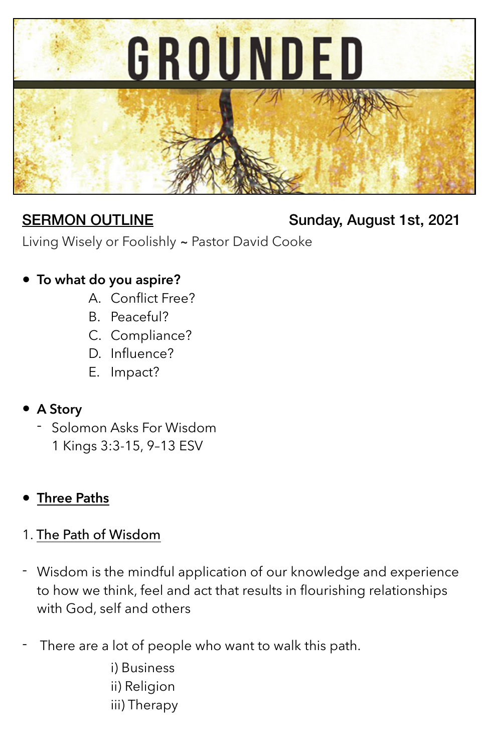# GROUNDED

**SERMON OUTLINE** — Sunday, August 1st, 2021

Living Wisely or Foolishly ~ Pastor David Cooke

- **To what do you aspire?**
  - A. Conflict Free?
  - B. Peaceful?
  - C. Compliance?
  - D. Influence?
  - E. Impact?

- **A Story**
  - Solomon Asks For Wisdom
    1 Kings 3:3-15, 9–13 ESV

- **Three Paths**

1. The Path of Wisdom

- Wisdom is the mindful application of our knowledge and experience to how we think, feel and act that results in flourishing relationships with God, self and others

- There are a lot of people who want to walk this path.
  - i) Business
  - ii) Religion
  - iii) Therapy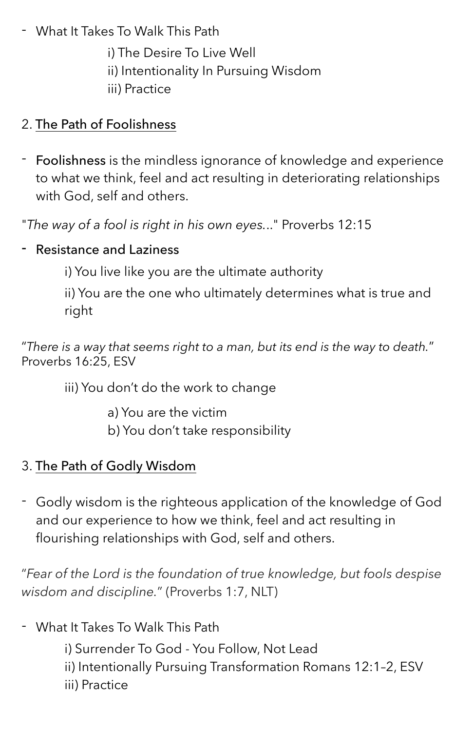- What It Takes To Walk This Path
    - i) The Desire To Live Well
    - ii) Intentionality In Pursuing Wisdom
    - iii) Practice

## 2. The Path of Foolishness

- Foolishness is the mindless ignorance of knowledge and experience to what we think, feel and act resulting in deteriorating relationships with God, self and others.

"*The way of a fool is right in his own eyes...*" Proverbs 12:15

- Resistance and Laziness
    - i) You live like you are the ultimate authority
    - ii) You are the one who ultimately determines what is true and right

"*There is a way that seems right to a man, but its end is the way to death.*" Proverbs 16:25, ESV

- iii) You don't do the work to change
    - a) You are the victim
    - b) You don't take responsibility

## 3. The Path of Godly Wisdom

- Godly wisdom is the righteous application of the knowledge of God and our experience to how we think, feel and act resulting in flourishing relationships with God, self and others.

"*Fear of the Lord is the foundation of true knowledge, but fools despise wisdom and discipline.*" (Proverbs 1:7, NLT)

- What It Takes To Walk This Path
    - i) Surrender To God - You Follow, Not Lead
    - ii) Intentionally Pursuing Transformation Romans 12:1–2, ESV
    - iii) Practice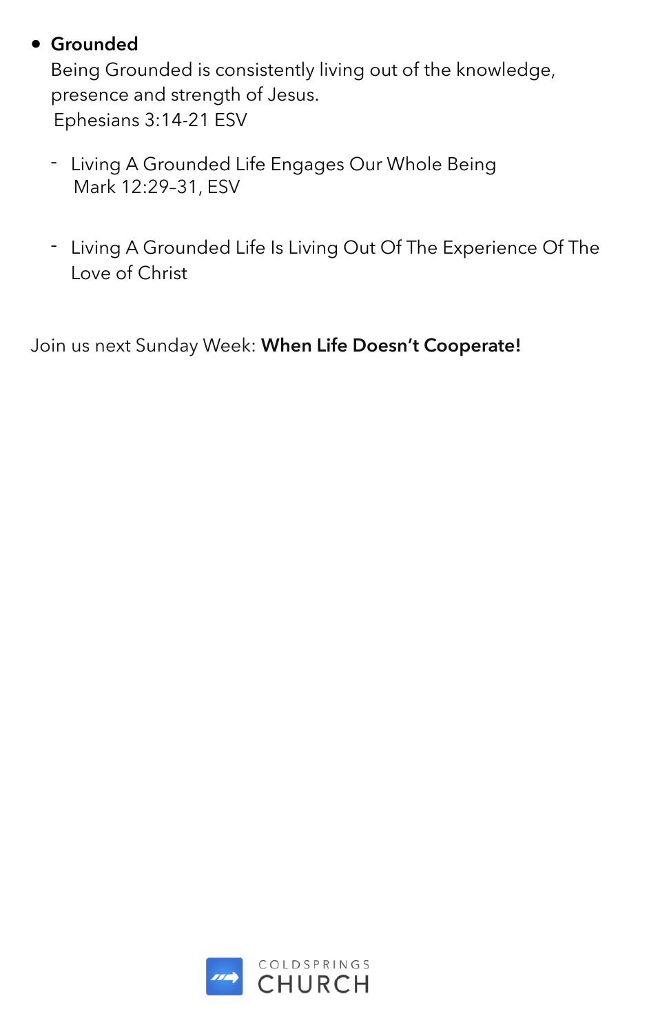- **Grounded**
  Being Grounded is consistently living out of the knowledge, presence and strength of Jesus.
  Ephesians 3:14-21 ESV

  - Living A Grounded Life Engages Our Whole Being
    Mark 12:29–31, ESV

  - Living A Grounded Life Is Living Out Of The Experience Of The Love of Christ

Join us next Sunday Week: **When Life Doesn't Cooperate!**

COLDSPRINGS CHURCH